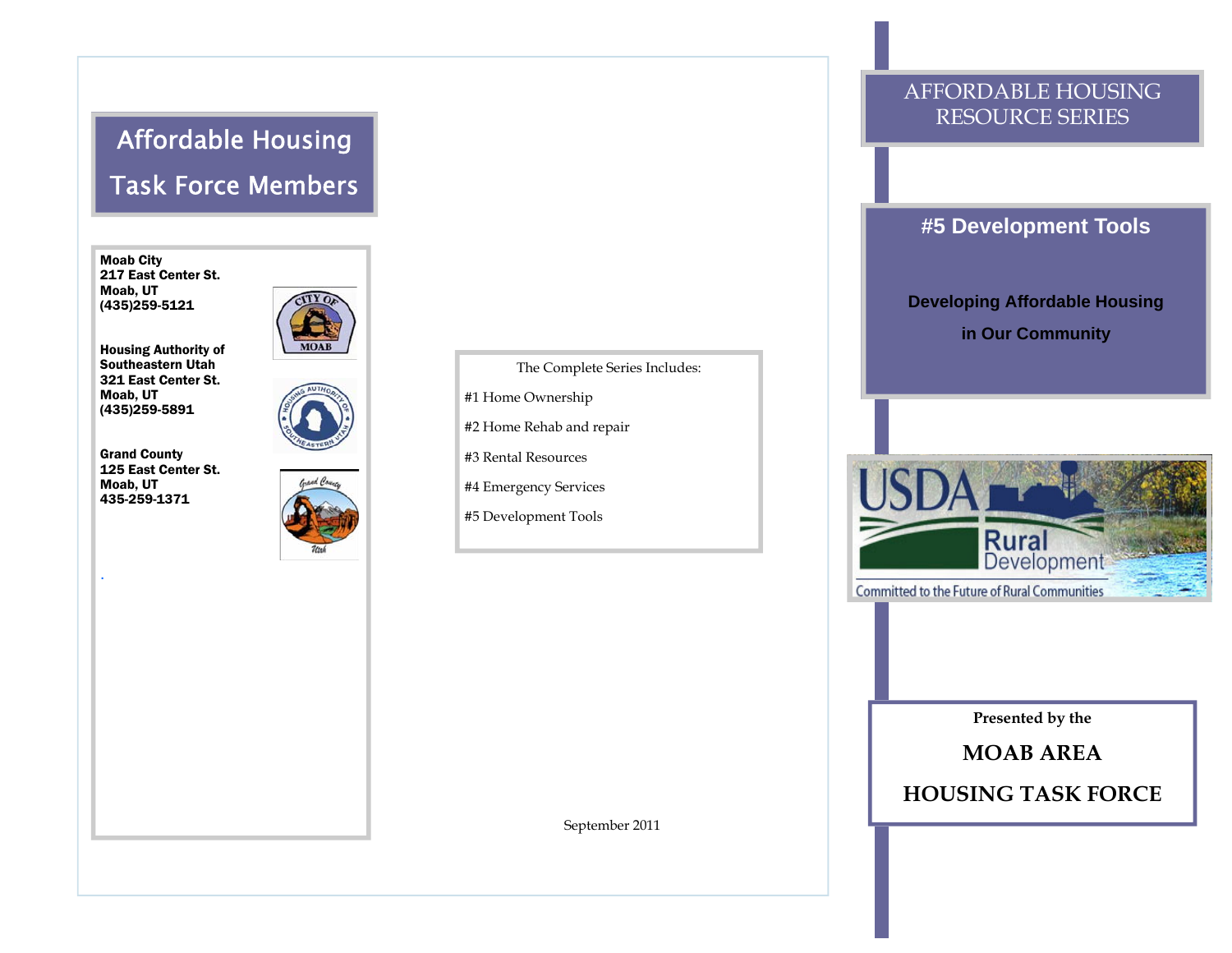# Affordable Housing Task Force Members

**Moab City**
**217 East Center St.**
**Moab, UT**
**(435)259-5121**

**Housing Authority of Southeastern Utah**
**321 East Center St.**
**Moab, UT**
**(435)259-5891**

**Grand County**
**125 East Center St.**
**Moab, UT**
**435-259-1371**

The Complete Series Includes:

#1 Home Ownership

#2 Home Rehab and repair

#3 Rental Resources

#4 Emergency Services

#5 Development Tools

September 2011

# AFFORDABLE HOUSING RESOURCE SERIES

## #5 Development Tools

**Developing Affordable Housing in Our Community**

USDA Rural Development

Committed to the Future of Rural Communities

**Presented by the**

**MOAB AREA HOUSING TASK FORCE**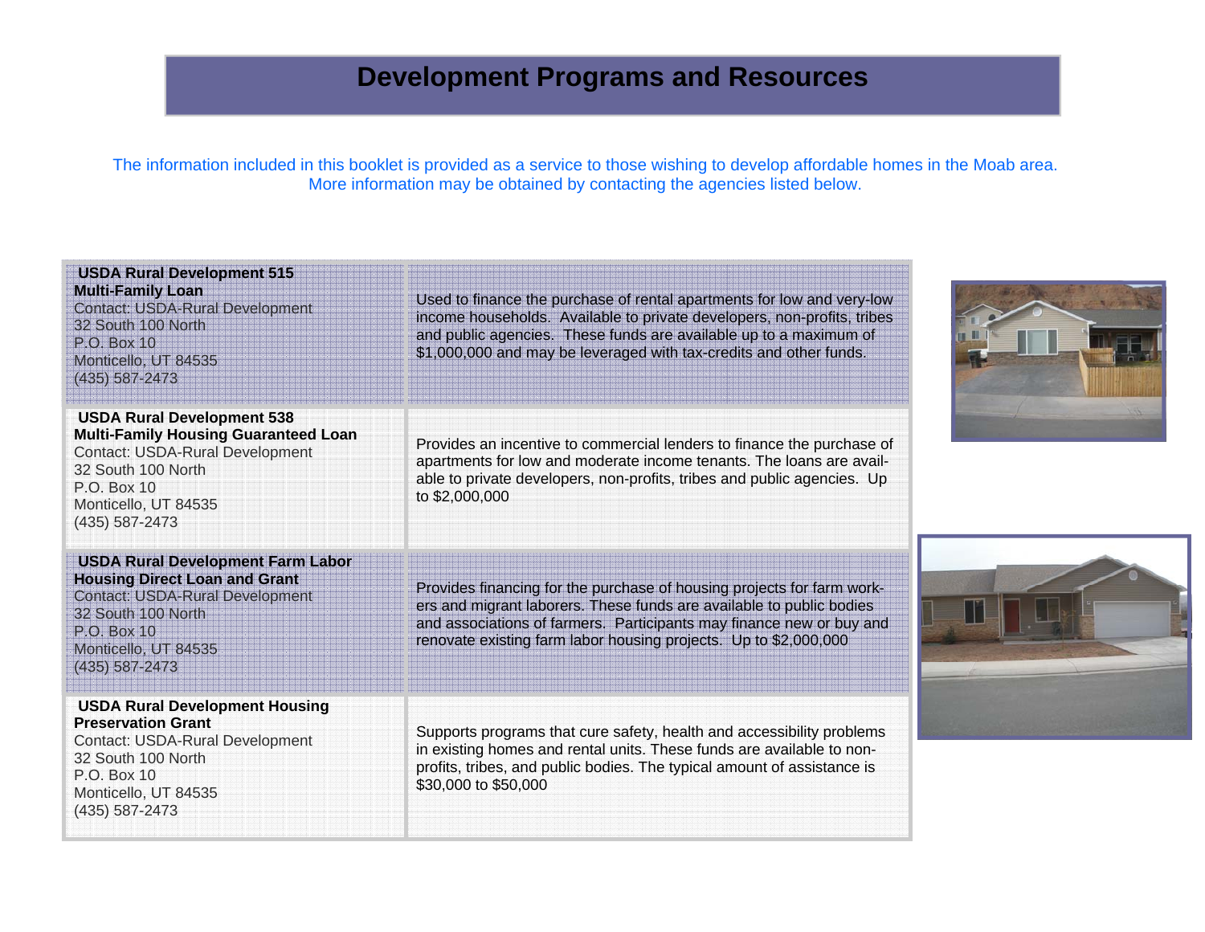# Development Programs and Resources

The information included in this booklet is provided as a service to those wishing to develop affordable homes in the Moab area. More information may be obtained by contacting the agencies listed below.

| | |
|---|---|
| **USDA Rural Development 515 Multi-Family Loan**<br>Contact: USDA-Rural Development<br>32 South 100 North<br>P.O. Box 10<br>Monticello, UT 84535<br>(435) 587-2473 | Used to finance the purchase of rental apartments for low and very-low income households. Available to private developers, non-profits, tribes and public agencies. These funds are available up to a maximum of $1,000,000 and may be leveraged with tax-credits and other funds. |
| **USDA Rural Development 538 Multi-Family Housing Guaranteed Loan**<br>Contact: USDA-Rural Development<br>32 South 100 North<br>P.O. Box 10<br>Monticello, UT 84535<br>(435) 587-2473 | Provides an incentive to commercial lenders to finance the purchase of apartments for low and moderate income tenants. The loans are available to private developers, non-profits, tribes and public agencies. Up to $2,000,000 |
| **USDA Rural Development Farm Labor Housing Direct Loan and Grant**<br>Contact: USDA-Rural Development<br>32 South 100 North<br>P.O. Box 10<br>Monticello, UT 84535<br>(435) 587-2473 | Provides financing for the purchase of housing projects for farm workers and migrant laborers. These funds are available to public bodies and associations of farmers. Participants may finance new or buy and renovate existing farm labor housing projects. Up to $2,000,000 |
| **USDA Rural Development Housing Preservation Grant**<br>Contact: USDA-Rural Development<br>32 South 100 North<br>P.O. Box 10<br>Monticello, UT 84535<br>(435) 587-2473 | Supports programs that cure safety, health and accessibility problems in existing homes and rental units. These funds are available to non-profits, tribes, and public bodies. The typical amount of assistance is $30,000 to $50,000 |